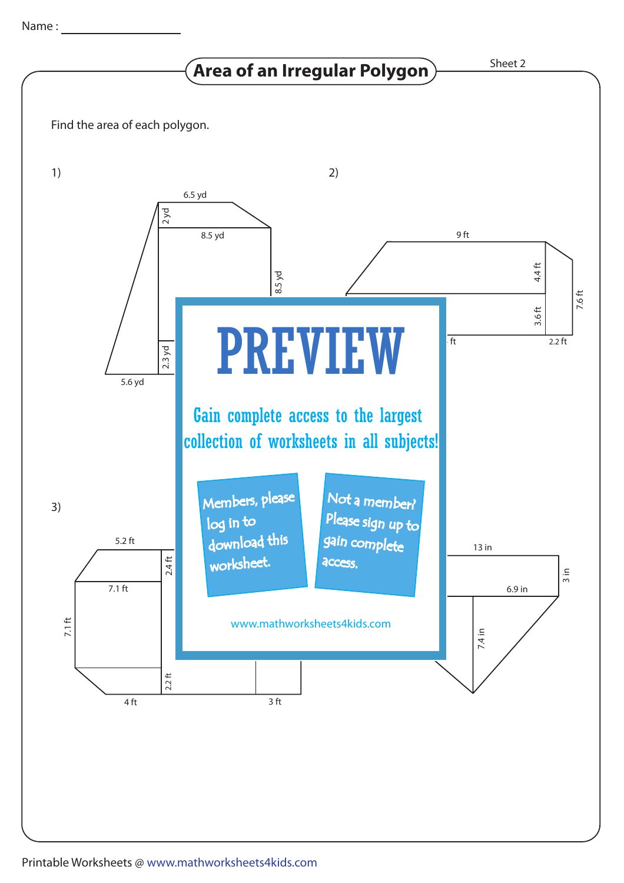Name :

# Area of an Irregular Polygon

Sheet 2

Find the area of each polygon.

1)

6.5 yd

2 yd

8.5 yd

8.5 yd

2.3 yd

5.6 yd

2)

9 ft

4.4 ft

7.6 ft

3.6 ft

ft

2.2 ft

# PREVIEW

Gain complete access to the largest collection of worksheets in all subjects!

Members, please log in to download this worksheet.

Not a member? Please sign up to gain complete access.

www.mathworksheets4kids.com

3)

5.2 ft

2.4 ft

7.1 ft

7.1 ft

2.2 ft

4 ft

3 ft

13 in

3 in

6.9 in

7.4 in

Printable Worksheets @ www.mathworksheets4kids.com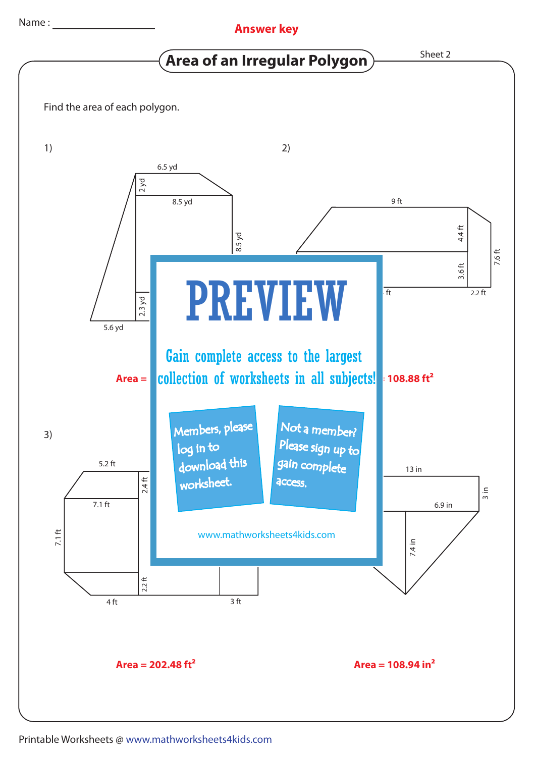Name :

**Answer key**

# Area of an Irregular Polygon

Sheet 2

Find the area of each polygon.

1)

6.5 yd
2 yd
8.5 yd
8.5 yd
2.3 yd
5.6 yd

Area =

2)

9 ft
4.4 ft
7.6 ft
3.6 ft
ft
2.2 ft

Area = 108.88 $ft^2$

3)

5.2 ft
2.4 ft
7.1 ft
7.1 ft
2.2 ft
4 ft
3 ft

Area = 202.48 $ft^2$

4)

13 in
3 in
6.9 in
7.4 in

Area = 108.94 $in^2$

PREVIEW

Gain complete access to the largest collection of worksheets in all subjects!

Members, please log in to download this worksheet.

Not a member? Please sign up to gain complete access.

www.mathworksheets4kids.com

Printable Worksheets @ www.mathworksheets4kids.com